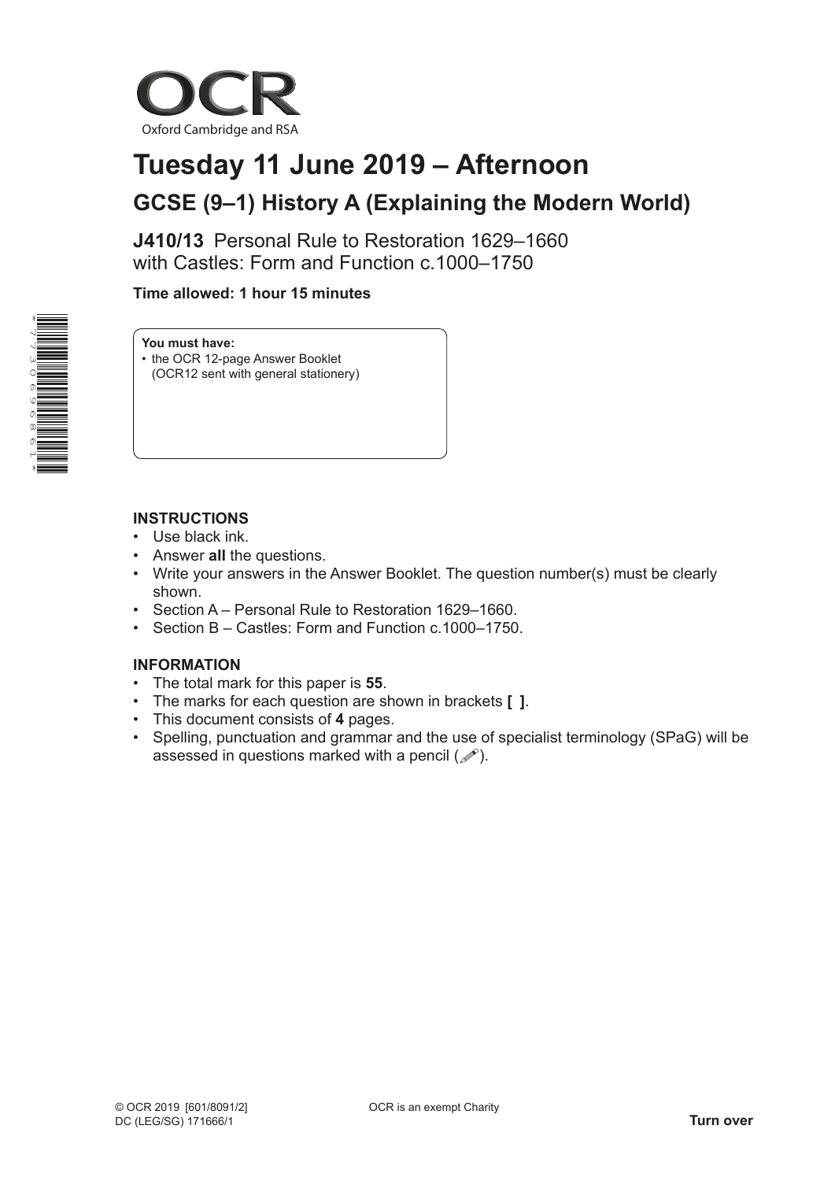OCR

Oxford Cambridge and RSA

# Tuesday 11 June 2019 – Afternoon

## GCSE (9–1) History A (Explaining the Modern World)

**J410/13** Personal Rule to Restoration 1629–1660 with Castles: Form and Function c.1000–1750

**Time allowed: 1 hour 15 minutes**

**You must have:**
- the OCR 12-page Answer Booklet (OCR12 sent with general stationery)

### INSTRUCTIONS

- Use black ink.
- Answer **all** the questions.
- Write your answers in the Answer Booklet. The question number(s) must be clearly shown.
- Section A – Personal Rule to Restoration 1629–1660.
- Section B – Castles: Form and Function c.1000–1750.

### INFORMATION

- The total mark for this paper is **55**.
- The marks for each question are shown in brackets **[ ]**.
- This document consists of **4** pages.
- Spelling, punctuation and grammar and the use of specialist terminology (SPaG) will be assessed in questions marked with a pencil (✐).

© OCR 2019 [601/8091/2]
DC (LEG/SG) 171666/1

OCR is an exempt Charity

**Turn over**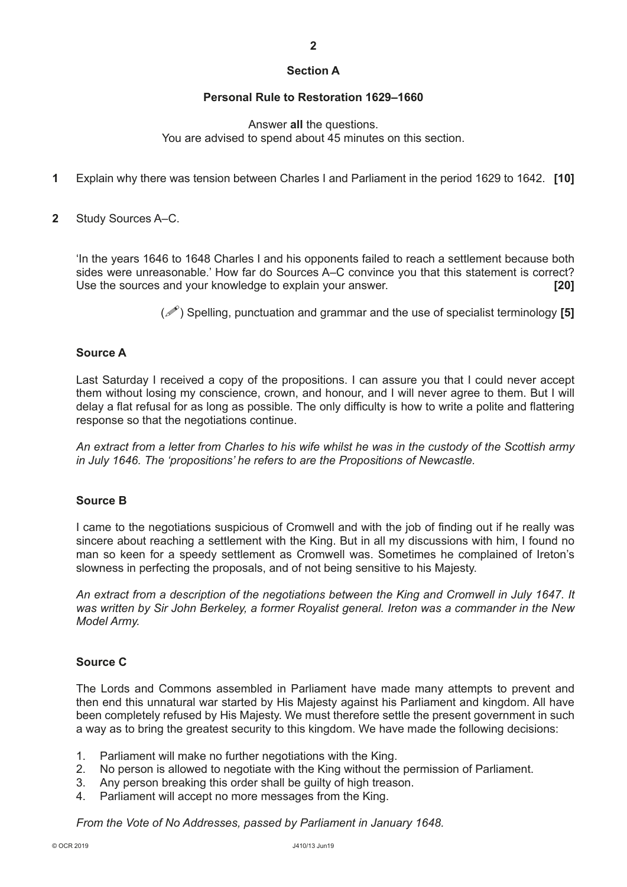## Section A

### Personal Rule to Restoration 1629–1660

Answer **all** the questions.
You are advised to spend about 45 minutes on this section.

**1** Explain why there was tension between Charles I and Parliament in the period 1629 to 1642. **[10]**

**2** Study Sources A–C.

'In the years 1646 to 1648 Charles I and his opponents failed to reach a settlement because both sides were unreasonable.' How far do Sources A–C convince you that this statement is correct? Use the sources and your knowledge to explain your answer. **[20]**

(✐) Spelling, punctuation and grammar and the use of specialist terminology **[5]**

**Source A**

Last Saturday I received a copy of the propositions. I can assure you that I could never accept them without losing my conscience, crown, and honour, and I will never agree to them. But I will delay a flat refusal for as long as possible. The only difficulty is how to write a polite and flattering response so that the negotiations continue.

*An extract from a letter from Charles to his wife whilst he was in the custody of the Scottish army in July 1646. The 'propositions' he refers to are the Propositions of Newcastle.*

**Source B**

I came to the negotiations suspicious of Cromwell and with the job of finding out if he really was sincere about reaching a settlement with the King. But in all my discussions with him, I found no man so keen for a speedy settlement as Cromwell was. Sometimes he complained of Ireton's slowness in perfecting the proposals, and of not being sensitive to his Majesty.

*An extract from a description of the negotiations between the King and Cromwell in July 1647. It was written by Sir John Berkeley, a former Royalist general. Ireton was a commander in the New Model Army.*

**Source C**

The Lords and Commons assembled in Parliament have made many attempts to prevent and then end this unnatural war started by His Majesty against his Parliament and kingdom. All have been completely refused by His Majesty. We must therefore settle the present government in such a way as to bring the greatest security to this kingdom. We have made the following decisions:

1. Parliament will make no further negotiations with the King.
2. No person is allowed to negotiate with the King without the permission of Parliament.
3. Any person breaking this order shall be guilty of high treason.
4. Parliament will accept no more messages from the King.

*From the Vote of No Addresses, passed by Parliament in January 1648.*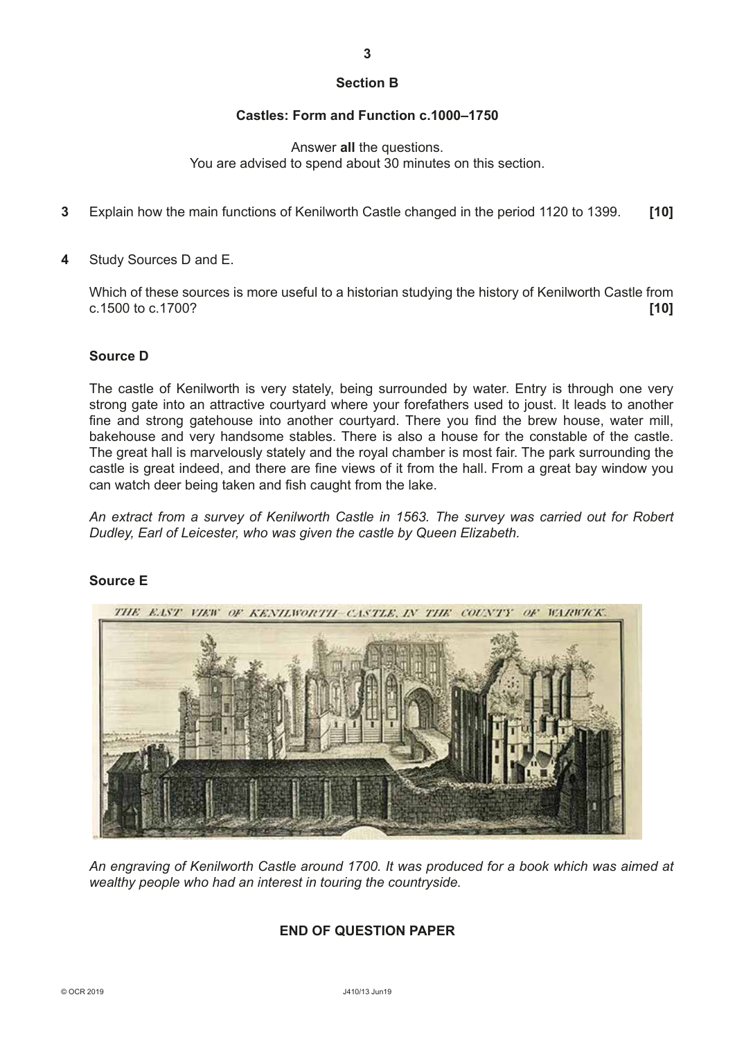## Section B

### Castles: Form and Function c.1000–1750

Answer **all** the questions.
You are advised to spend about 30 minutes on this section.

**3** Explain how the main functions of Kenilworth Castle changed in the period 1120 to 1399. **[10]**

**4** Study Sources D and E.

Which of these sources is more useful to a historian studying the history of Kenilworth Castle from c.1500 to c.1700? **[10]**

**Source D**

The castle of Kenilworth is very stately, being surrounded by water. Entry is through one very strong gate into an attractive courtyard where your forefathers used to joust. It leads to another fine and strong gatehouse into another courtyard. There you find the brew house, water mill, bakehouse and very handsome stables. There is also a house for the constable of the castle. The great hall is marvelously stately and the royal chamber is most fair. The park surrounding the castle is great indeed, and there are fine views of it from the hall. From a great bay window you can watch deer being taken and fish caught from the lake.

*An extract from a survey of Kenilworth Castle in 1563. The survey was carried out for Robert Dudley, Earl of Leicester, who was given the castle by Queen Elizabeth.*

**Source E**

THE EAST VIEW OF KENILWORTH-CASTLE, IN THE COUNTY OF WARWICK.

*An engraving of Kenilworth Castle around 1700. It was produced for a book which was aimed at wealthy people who had an interest in touring the countryside.*

**END OF QUESTION PAPER**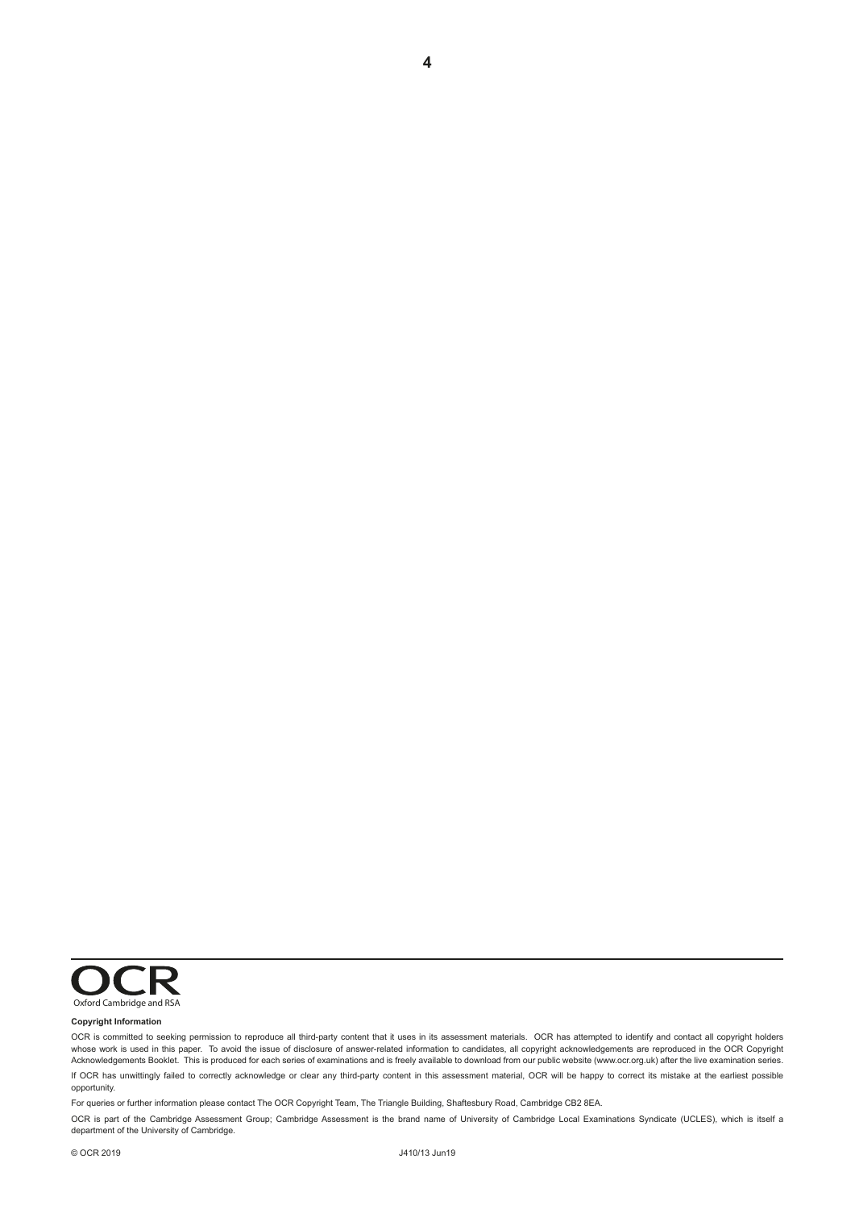OCR
Oxford Cambridge and RSA

**Copyright Information**

OCR is committed to seeking permission to reproduce all third-party content that it uses in its assessment materials. OCR has attempted to identify and contact all copyright holders whose work is used in this paper. To avoid the issue of disclosure of answer-related information to candidates, all copyright acknowledgements are reproduced in the OCR Copyright Acknowledgements Booklet. This is produced for each series of examinations and is freely available to download from our public website (www.ocr.org.uk) after the live examination series.

If OCR has unwittingly failed to correctly acknowledge or clear any third-party content in this assessment material, OCR will be happy to correct its mistake at the earliest possible opportunity.

For queries or further information please contact The OCR Copyright Team, The Triangle Building, Shaftesbury Road, Cambridge CB2 8EA.

OCR is part of the Cambridge Assessment Group; Cambridge Assessment is the brand name of University of Cambridge Local Examinations Syndicate (UCLES), which is itself a department of the University of Cambridge.

© OCR 2019 J410/13 Jun19